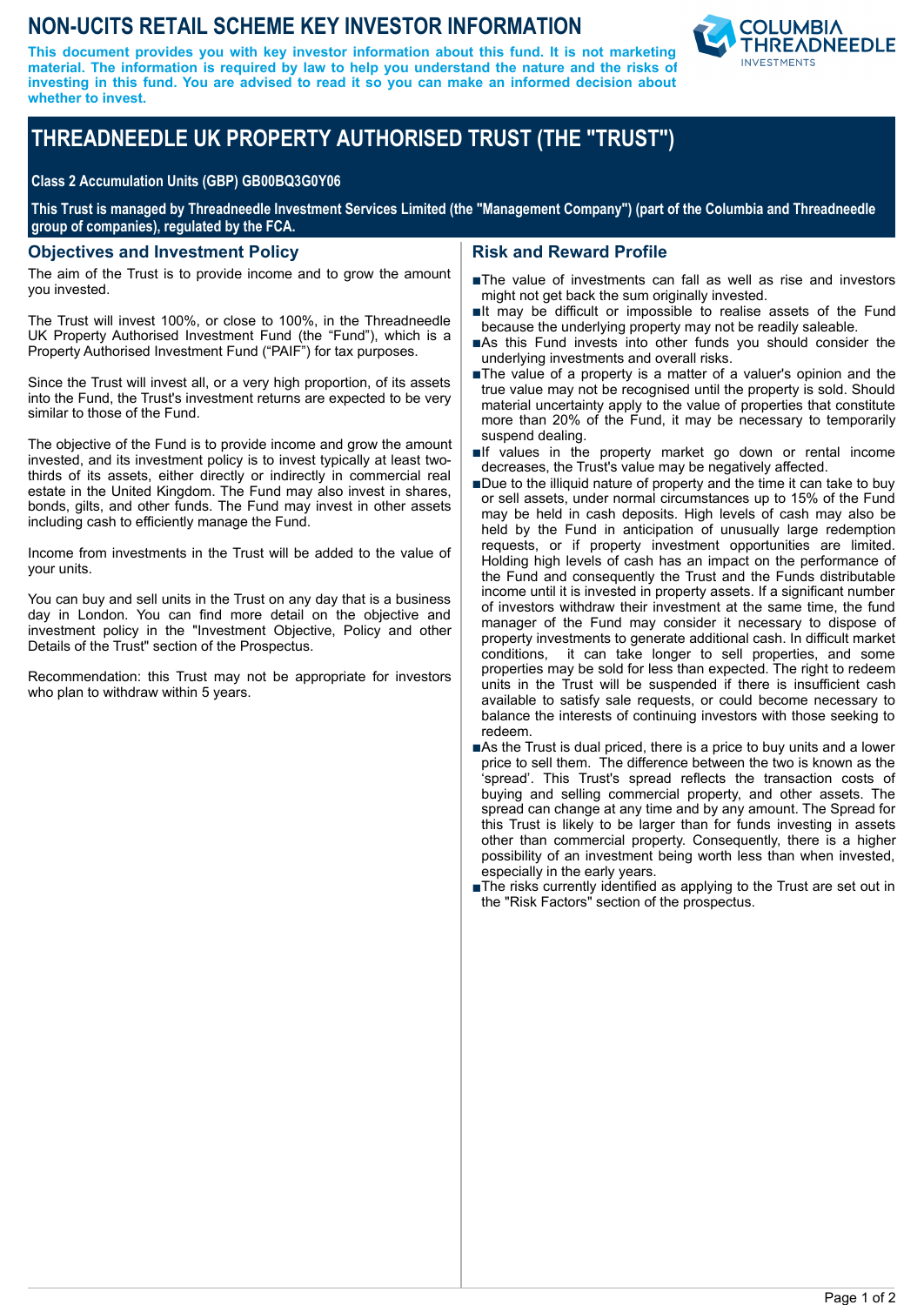# NON-UCITS RETAIL SCHEME KEY INVESTOR INFORMATION

**This document provides you with key investor information about this fund. It is not marketing material. The information is required by law to help you understand the nature and the risks of investing in this fund. You are advised to read it so you can make an informed decision about whether to invest.**

# THREADNEEDLE UK PROPERTY AUTHORISED TRUST (THE "TRUST")

**Class 2 Accumulation Units (GBP) GB00BQ3G0Y06**

**This Trust is managed by Threadneedle Investment Services Limited (the "Management Company") (part of the Columbia and Threadneedle group of companies), regulated by the FCA.**

## Objectives and Investment Policy

The aim of the Trust is to provide income and to grow the amount you invested.

The Trust will invest 100%, or close to 100%, in the Threadneedle UK Property Authorised Investment Fund (the "Fund"), which is a Property Authorised Investment Fund ("PAIF") for tax purposes.

Since the Trust will invest all, or a very high proportion, of its assets into the Fund, the Trust's investment returns are expected to be very similar to those of the Fund.

The objective of the Fund is to provide income and grow the amount invested, and its investment policy is to invest typically at least two-thirds of its assets, either directly or indirectly in commercial real estate in the United Kingdom. The Fund may also invest in shares, bonds, gilts, and other funds. The Fund may invest in other assets including cash to efficiently manage the Fund.

Income from investments in the Trust will be added to the value of your units.

You can buy and sell units in the Trust on any day that is a business day in London. You can find more detail on the objective and investment policy in the "Investment Objective, Policy and other Details of the Trust" section of the Prospectus.

Recommendation: this Trust may not be appropriate for investors who plan to withdraw within 5 years.

## Risk and Reward Profile

- The value of investments can fall as well as rise and investors might not get back the sum originally invested.
- It may be difficult or impossible to realise assets of the Fund because the underlying property may not be readily saleable.
- As this Fund invests into other funds you should consider the underlying investments and overall risks.
- The value of a property is a matter of a valuer's opinion and the true value may not be recognised until the property is sold. Should material uncertainty apply to the value of properties that constitute more than 20% of the Fund, it may be necessary to temporarily suspend dealing.
- If values in the property market go down or rental income decreases, the Trust's value may be negatively affected.
- Due to the illiquid nature of property and the time it can take to buy or sell assets, under normal circumstances up to 15% of the Fund may be held in cash deposits. High levels of cash may also be held by the Fund in anticipation of unusually large redemption requests, or if property investment opportunities are limited. Holding high levels of cash has an impact on the performance of the Fund and consequently the Trust and the Funds distributable income until it is invested in property assets. If a significant number of investors withdraw their investment at the same time, the fund manager of the Fund may consider it necessary to dispose of property investments to generate additional cash. In difficult market conditions, it can take longer to sell properties, and some properties may be sold for less than expected. The right to redeem units in the Trust will be suspended if there is insufficient cash available to satisfy sale requests, or could become necessary to balance the interests of continuing investors with those seeking to redeem.
- As the Trust is dual priced, there is a price to buy units and a lower price to sell them. The difference between the two is known as the 'spread'. This Trust's spread reflects the transaction costs of buying and selling commercial property, and other assets. The spread can change at any time and by any amount. The Spread for this Trust is likely to be larger than for funds investing in assets other than commercial property. Consequently, there is a higher possibility of an investment being worth less than when invested, especially in the early years.
- The risks currently identified as applying to the Trust are set out in the "Risk Factors" section of the prospectus.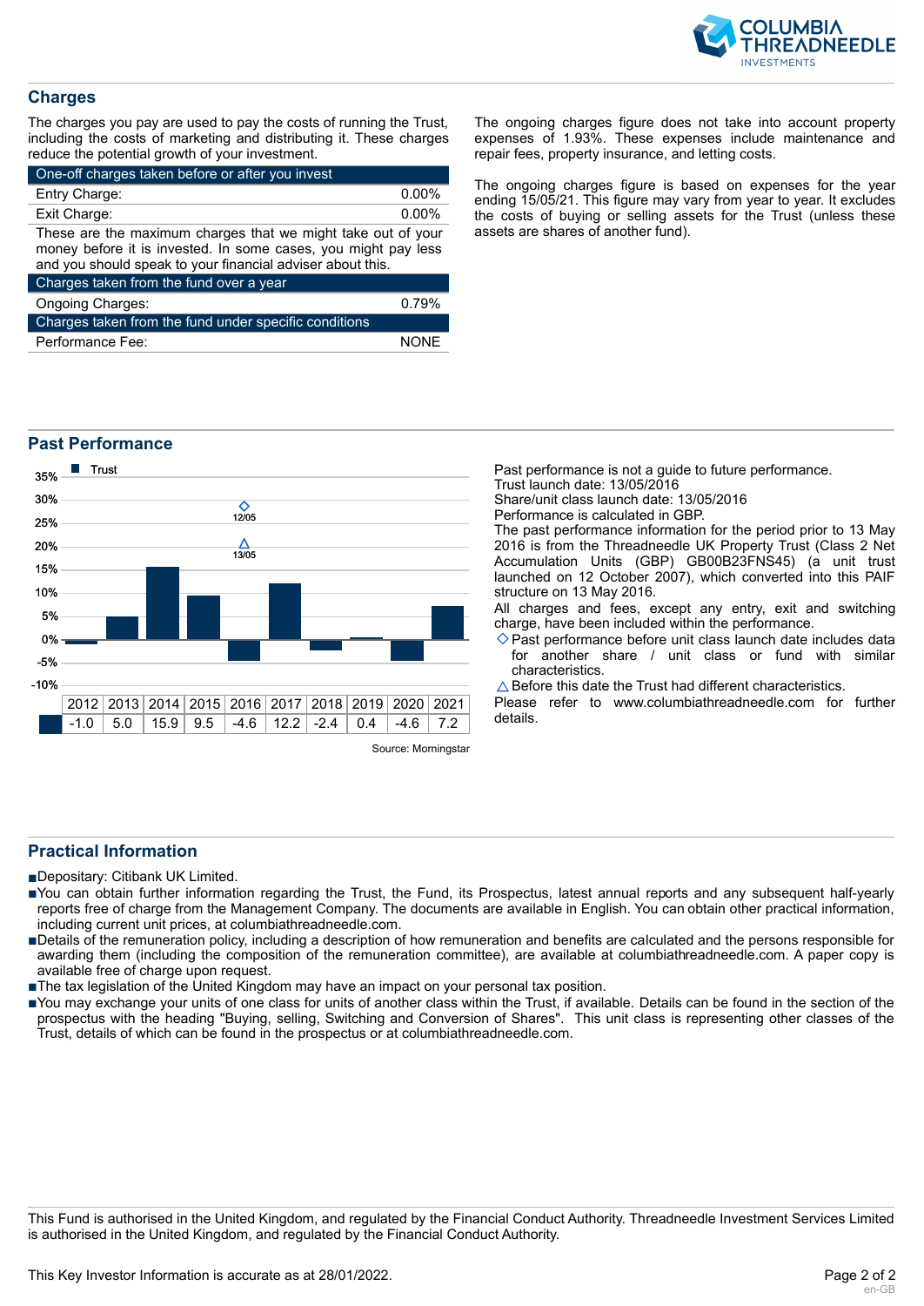## Charges

The charges you pay are used to pay the costs of running the Trust, including the costs of marketing and distributing it. These charges reduce the potential growth of your investment.

| One-off charges taken before or after you invest | |
|---|---|
| Entry Charge: | 0.00% |
| Exit Charge: | 0.00% |
| These are the maximum charges that we might take out of your money before it is invested. In some cases, you might pay less and you should speak to your financial adviser about this. | |
| **Charges taken from the fund over a year** | |
| Ongoing Charges: | 0.79% |
| **Charges taken from the fund under specific conditions** | |
| Performance Fee: | NONE |

The ongoing charges figure does not take into account property expenses of 1.93%. These expenses include maintenance and repair fees, property insurance, and letting costs.

The ongoing charges figure is based on expenses for the year ending 15/05/21. This figure may vary from year to year. It excludes the costs of buying or selling assets for the Trust (unless these assets are shares of another fund).

## Past Performance

Trust

35%
30%
25%
20%
15%
10%
5%
0%
-5%
-10%

12/05
13/05

2012 2013 2014 2015 2016 2017 2018 2019 2020 2021
-1.0 5.0 15.9 9.5 -4.6 12.2 -2.4 0.4 -4.6 7.2

Source: Morningstar

Past performance is not a guide to future performance.
Trust launch date: 13/05/2016
Share/unit class launch date: 13/05/2016
Performance is calculated in GBP.
The past performance information for the period prior to 13 May 2016 is from the Threadneedle UK Property Trust (Class 2 Net Accumulation Units (GBP) GB00B23FNS45) (a unit trust launched on 12 October 2007), which converted into this PAIF structure on 13 May 2016.
All charges and fees, except any entry, exit and switching charge, have been included within the performance.
◇ Past performance before unit class launch date includes data for another share / unit class or fund with similar characteristics.
△ Before this date the Trust had different characteristics.
Please refer to www.columbiathreadneedle.com for further details.

## Practical Information

- Depositary: Citibank UK Limited.
- You can obtain further information regarding the Trust, the Fund, its Prospectus, latest annual reports and any subsequent half-yearly reports free of charge from the Management Company. The documents are available in English. You can obtain other practical information, including current unit prices, at columbiathreadneedle.com.
- Details of the remuneration policy, including a description of how remuneration and benefits are calculated and the persons responsible for awarding them (including the composition of the remuneration committee), are available at columbiathreadneedle.com. A paper copy is available free of charge upon request.
- The tax legislation of the United Kingdom may have an impact on your personal tax position.
- You may exchange your units of one class for units of another class within the Trust, if available. Details can be found in the section of the prospectus with the heading "Buying, selling, Switching and Conversion of Shares". This unit class is representing other classes of the Trust, details of which can be found in the prospectus or at columbiathreadneedle.com.

This Fund is authorised in the United Kingdom, and regulated by the Financial Conduct Authority. Threadneedle Investment Services Limited is authorised in the United Kingdom, and regulated by the Financial Conduct Authority.

This Key Investor Information is accurate as at 28/01/2022.